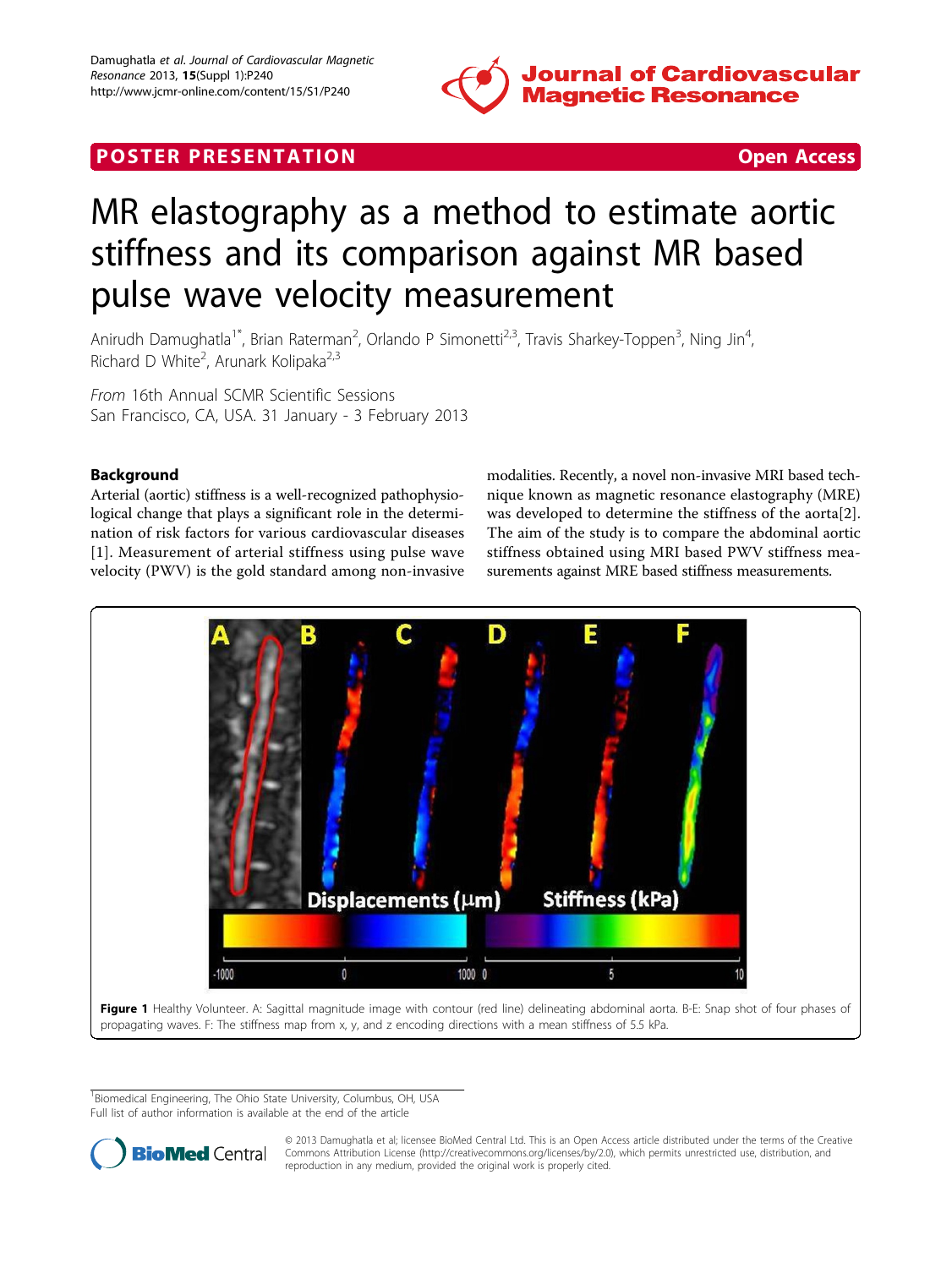POSTER PRESENTATION | Open Access

# MR elastography as a method to estimate aortic stiffness and its comparison against MR based pulse wave velocity measurement

Anirudh Damughatla[1*], Brian Raterman[2], Orlando P Simonetti[2,3], Travis Sharkey-Toppen[3], Ning Jin[4], Richard D White[2], Arunark Kolipaka[2,3]

*From* 16th Annual SCMR Scientific Sessions
San Francisco, CA, USA. 31 January - 3 February 2013

## Background

Arterial (aortic) stiffness is a well-recognized pathophysiological change that plays a significant role in the determination of risk factors for various cardiovascular diseases [1]. Measurement of arterial stiffness using pulse wave velocity (PWV) is the gold standard among non-invasive modalities. Recently, a novel non-invasive MRI based technique known as magnetic resonance elastography (MRE) was developed to determine the stiffness of the aorta[2]. The aim of the study is to compare the abdominal aortic stiffness obtained using MRI based PWV stiffness measurements against MRE based stiffness measurements.

**Figure 1** Healthy Volunteer. A: Sagittal magnitude image with contour (red line) delineating abdominal aorta. B-E: Snap shot of four phases of propagating waves. F: The stiffness map from x, y, and z encoding directions with a mean stiffness of 5.5 kPa.

[1]Biomedical Engineering, The Ohio State University, Columbus, OH, USA
Full list of author information is available at the end of the article

© 2013 Damughatla et al; licensee BioMed Central Ltd. This is an Open Access article distributed under the terms of the Creative Commons Attribution License (http://creativecommons.org/licenses/by/2.0), which permits unrestricted use, distribution, and reproduction in any medium, provided the original work is properly cited.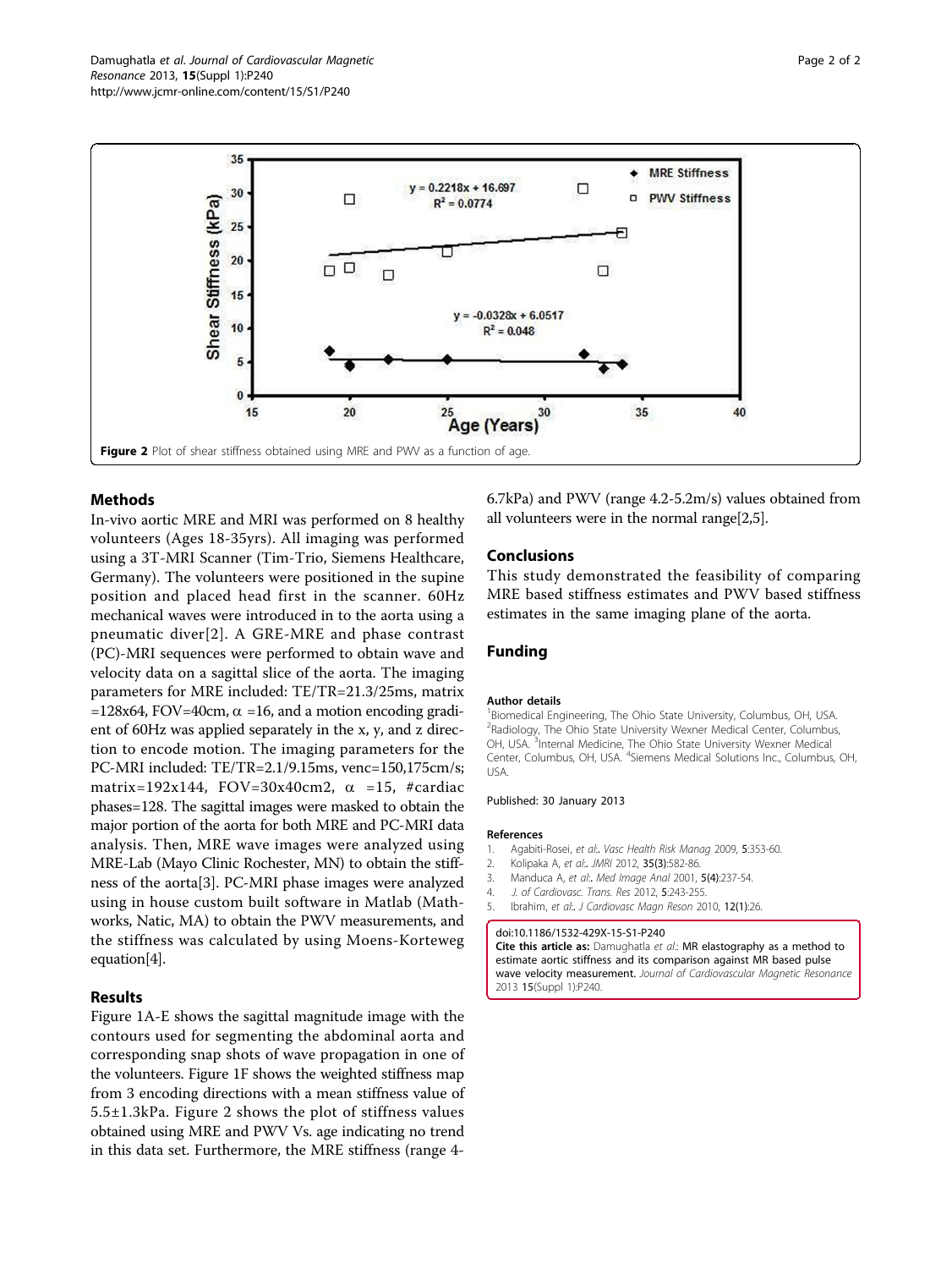y = 0.2218x + 16.697
$R^2$ = 0.0774

y = -0.0328x + 6.0517
$R^2$ = 0.048

MRE Stiffness
PWV Stiffness

Shear Stiffness (kPa)
35
30
25
20
15
10
5
0

15 20 25 30 35 40
Age (Years)

**Figure 2** Plot of shear stiffness obtained using MRE and PWV as a function of age.

## Methods

In-vivo aortic MRE and MRI was performed on 8 healthy volunteers (Ages 18-35yrs). All imaging was performed using a 3T-MRI Scanner (Tim-Trio, Siemens Healthcare, Germany). The volunteers were positioned in the supine position and placed head first in the scanner. 60Hz mechanical waves were introduced in to the aorta using a pneumatic diver[2]. A GRE-MRE and phase contrast (PC)-MRI sequences were performed to obtain wave and velocity data on a sagittal slice of the aorta. The imaging parameters for MRE included: TE/TR=21.3/25ms, matrix =128x64, FOV=40cm, $\alpha$ =16, and a motion encoding gradient of 60Hz was applied separately in the x, y, and z direction to encode motion. The imaging parameters for the PC-MRI included: TE/TR=2.1/9.15ms, venc=150,175cm/s; matrix=192x144, FOV=30x40cm2, $\alpha$ =15, #cardiac phases=128. The sagittal images were masked to obtain the major portion of the aorta for both MRE and PC-MRI data analysis. Then, MRE wave images were analyzed using MRE-Lab (Mayo Clinic Rochester, MN) to obtain the stiffness of the aorta[3]. PC-MRI phase images were analyzed using in house custom built software in Matlab (Mathworks, Natic, MA) to obtain the PWV measurements, and the stiffness was calculated by using Moens-Korteweg equation[4].

## Results

Figure 1A-E shows the sagittal magnitude image with the contours used for segmenting the abdominal aorta and corresponding snap shots of wave propagation in one of the volunteers. Figure 1F shows the weighted stiffness map from 3 encoding directions with a mean stiffness value of 5.5±1.3kPa. Figure 2 shows the plot of stiffness values obtained using MRE and PWV Vs. age indicating no trend in this data set. Furthermore, the MRE stiffness (range 4-6.7kPa) and PWV (range 4.2-5.2m/s) values obtained from all volunteers were in the normal range[2,5].

## Conclusions

This study demonstrated the feasibility of comparing MRE based stiffness estimates and PWV based stiffness estimates in the same imaging plane of the aorta.

## Funding

#### Author details

[1]Biomedical Engineering, The Ohio State University, Columbus, OH, USA. [2]Radiology, The Ohio State University Wexner Medical Center, Columbus, OH, USA. [3]Internal Medicine, The Ohio State University Wexner Medical Center, Columbus, OH, USA. [4]Siemens Medical Solutions Inc., Columbus, OH, USA.

Published: 30 January 2013

#### References

1. Agabiti-Rosei, *et al*.. *Vasc Health Risk Manag* 2009, **5**:353-60.
2. Kolipaka A, *et al*:. *JMRI* 2012, **35(3)**:582-86.
3. Manduca A, *et al*:. *Med Image Anal* 2001, **5(4)**:237-54.
4. *J. of Cardiovasc. Trans. Res* 2012, **5**:243-255.
5. Ibrahim, *et al*:. *J Cardiovasc Magn Reson* 2010, **12(1)**:26.

doi:10.1186/1532-429X-15-S1-P240
**Cite this article as:** Damughatla *et al.*: MR elastography as a method to estimate aortic stiffness and its comparison against MR based pulse wave velocity measurement. *Journal of Cardiovascular Magnetic Resonance* 2013 **15**(Suppl 1):P240.